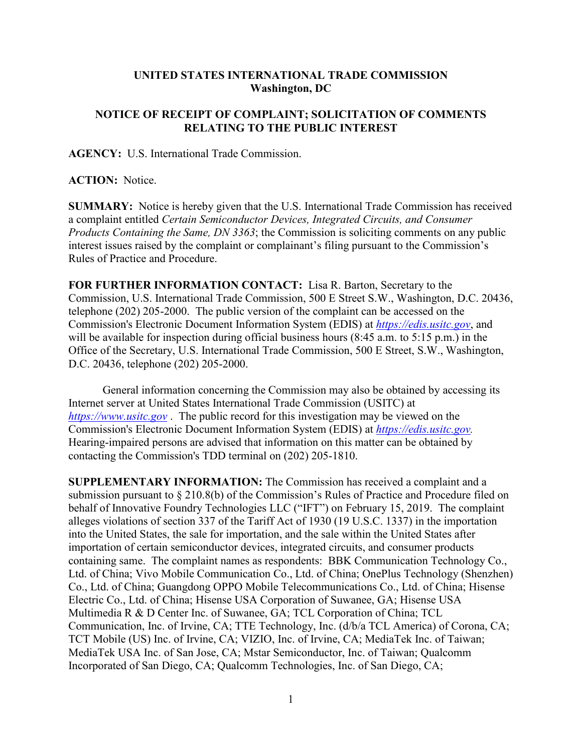**UNITED STATES INTERNATIONAL TRADE COMMISSION**
**Washington, DC**

**NOTICE OF RECEIPT OF COMPLAINT; SOLICITATION OF COMMENTS RELATING TO THE PUBLIC INTEREST**

**AGENCY:** U.S. International Trade Commission.

**ACTION:** Notice.

**SUMMARY:** Notice is hereby given that the U.S. International Trade Commission has received a complaint entitled *Certain Semiconductor Devices, Integrated Circuits, and Consumer Products Containing the Same, DN 3363*; the Commission is soliciting comments on any public interest issues raised by the complaint or complainant's filing pursuant to the Commission's Rules of Practice and Procedure.

**FOR FURTHER INFORMATION CONTACT:** Lisa R. Barton, Secretary to the Commission, U.S. International Trade Commission, 500 E Street S.W., Washington, D.C. 20436, telephone (202) 205-2000. The public version of the complaint can be accessed on the Commission's Electronic Document Information System (EDIS) at *https://edis.usitc.gov*, and will be available for inspection during official business hours (8:45 a.m. to 5:15 p.m.) in the Office of the Secretary, U.S. International Trade Commission, 500 E Street, S.W., Washington, D.C. 20436, telephone (202) 205-2000.

General information concerning the Commission may also be obtained by accessing its Internet server at United States International Trade Commission (USITC) at *https://www.usitc.gov* . The public record for this investigation may be viewed on the Commission's Electronic Document Information System (EDIS) at *https://edis.usitc.gov.* Hearing-impaired persons are advised that information on this matter can be obtained by contacting the Commission's TDD terminal on (202) 205-1810.

**SUPPLEMENTARY INFORMATION:** The Commission has received a complaint and a submission pursuant to § 210.8(b) of the Commission's Rules of Practice and Procedure filed on behalf of Innovative Foundry Technologies LLC ("IFT") on February 15, 2019. The complaint alleges violations of section 337 of the Tariff Act of 1930 (19 U.S.C. 1337) in the importation into the United States, the sale for importation, and the sale within the United States after importation of certain semiconductor devices, integrated circuits, and consumer products containing same. The complaint names as respondents: BBK Communication Technology Co., Ltd. of China; Vivo Mobile Communication Co., Ltd. of China; OnePlus Technology (Shenzhen) Co., Ltd. of China; Guangdong OPPO Mobile Telecommunications Co., Ltd. of China; Hisense Electric Co., Ltd. of China; Hisense USA Corporation of Suwanee, GA; Hisense USA Multimedia R & D Center Inc. of Suwanee, GA; TCL Corporation of China; TCL Communication, Inc. of Irvine, CA; TTE Technology, Inc. (d/b/a TCL America) of Corona, CA; TCT Mobile (US) Inc. of Irvine, CA; VIZIO, Inc. of Irvine, CA; MediaTek Inc. of Taiwan; MediaTek USA Inc. of San Jose, CA; Mstar Semiconductor, Inc. of Taiwan; Qualcomm Incorporated of San Diego, CA; Qualcomm Technologies, Inc. of San Diego, CA;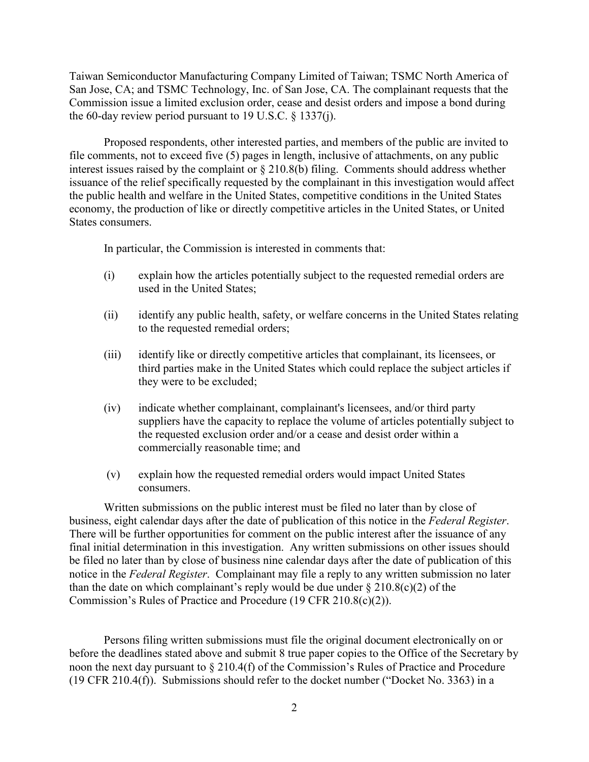Taiwan Semiconductor Manufacturing Company Limited of Taiwan; TSMC North America of San Jose, CA; and TSMC Technology, Inc. of San Jose, CA. The complainant requests that the Commission issue a limited exclusion order, cease and desist orders and impose a bond during the 60-day review period pursuant to 19 U.S.C. § 1337(j).

Proposed respondents, other interested parties, and members of the public are invited to file comments, not to exceed five (5) pages in length, inclusive of attachments, on any public interest issues raised by the complaint or § 210.8(b) filing. Comments should address whether issuance of the relief specifically requested by the complainant in this investigation would affect the public health and welfare in the United States, competitive conditions in the United States economy, the production of like or directly competitive articles in the United States, or United States consumers.

In particular, the Commission is interested in comments that:

(i) explain how the articles potentially subject to the requested remedial orders are used in the United States;

(ii) identify any public health, safety, or welfare concerns in the United States relating to the requested remedial orders;

(iii) identify like or directly competitive articles that complainant, its licensees, or third parties make in the United States which could replace the subject articles if they were to be excluded;

(iv) indicate whether complainant, complainant's licensees, and/or third party suppliers have the capacity to replace the volume of articles potentially subject to the requested exclusion order and/or a cease and desist order within a commercially reasonable time; and

(v) explain how the requested remedial orders would impact United States consumers.

Written submissions on the public interest must be filed no later than by close of business, eight calendar days after the date of publication of this notice in the *Federal Register*. There will be further opportunities for comment on the public interest after the issuance of any final initial determination in this investigation. Any written submissions on other issues should be filed no later than by close of business nine calendar days after the date of publication of this notice in the *Federal Register*. Complainant may file a reply to any written submission no later than the date on which complainant's reply would be due under § 210.8(c)(2) of the Commission's Rules of Practice and Procedure (19 CFR 210.8(c)(2)).

Persons filing written submissions must file the original document electronically on or before the deadlines stated above and submit 8 true paper copies to the Office of the Secretary by noon the next day pursuant to § 210.4(f) of the Commission's Rules of Practice and Procedure (19 CFR 210.4(f)). Submissions should refer to the docket number ("Docket No. 3363) in a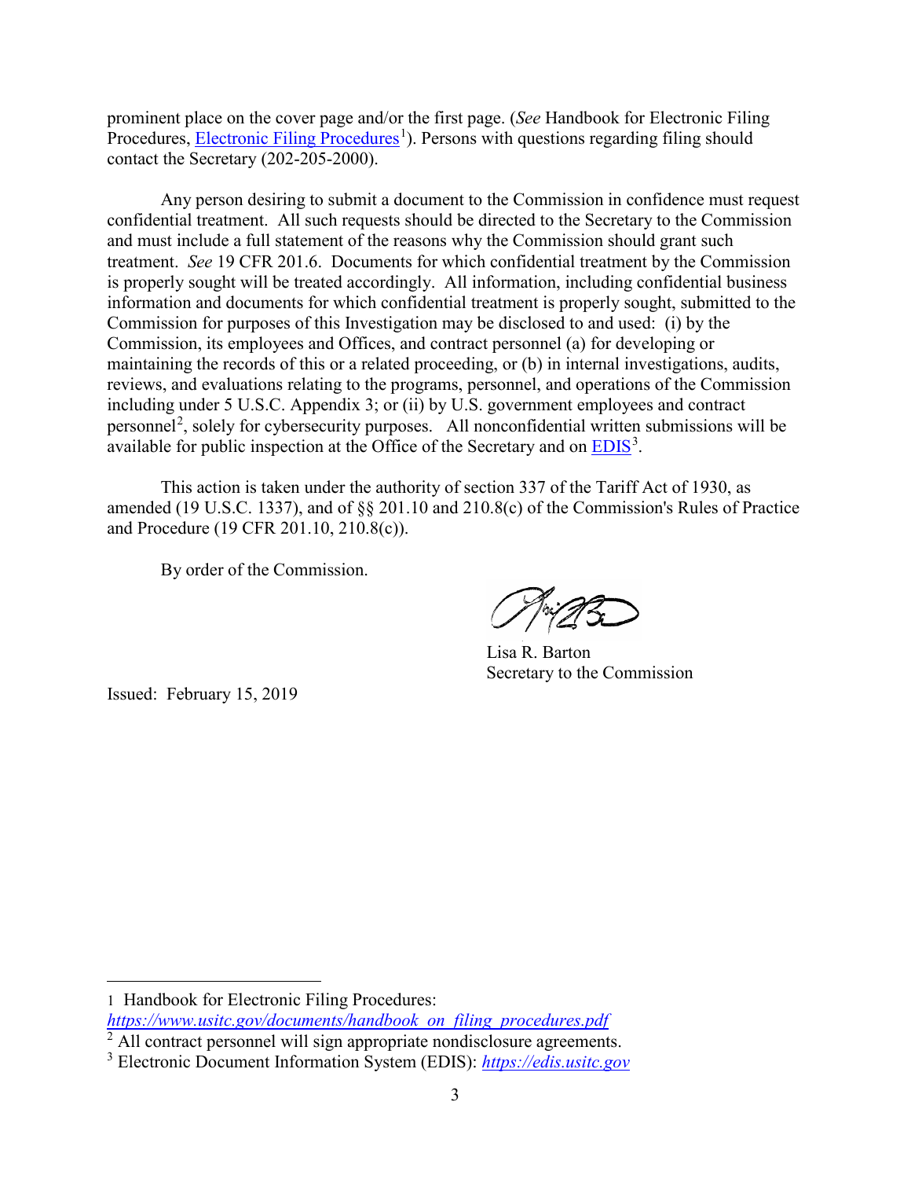prominent place on the cover page and/or the first page. (*See* Handbook for Electronic Filing Procedures, Electronic Filing Procedures[1]). Persons with questions regarding filing should contact the Secretary (202-205-2000).

Any person desiring to submit a document to the Commission in confidence must request confidential treatment. All such requests should be directed to the Secretary to the Commission and must include a full statement of the reasons why the Commission should grant such treatment. *See* 19 CFR 201.6. Documents for which confidential treatment by the Commission is properly sought will be treated accordingly. All information, including confidential business information and documents for which confidential treatment is properly sought, submitted to the Commission for purposes of this Investigation may be disclosed to and used: (i) by the Commission, its employees and Offices, and contract personnel (a) for developing or maintaining the records of this or a related proceeding, or (b) in internal investigations, audits, reviews, and evaluations relating to the programs, personnel, and operations of the Commission including under 5 U.S.C. Appendix 3; or (ii) by U.S. government employees and contract personnel[2], solely for cybersecurity purposes. All nonconfidential written submissions will be available for public inspection at the Office of the Secretary and on EDIS[3].

This action is taken under the authority of section 337 of the Tariff Act of 1930, as amended (19 U.S.C. 1337), and of §§ 201.10 and 210.8(c) of the Commission's Rules of Practice and Procedure (19 CFR 201.10, 210.8(c)).

By order of the Commission.

Lisa R. Barton
Secretary to the Commission

Issued: February 15, 2019

---

1 Handbook for Electronic Filing Procedures: *https://www.usitc.gov/documents/handbook_on_filing_procedures.pdf*

2 All contract personnel will sign appropriate nondisclosure agreements.

3 Electronic Document Information System (EDIS): *https://edis.usitc.gov*